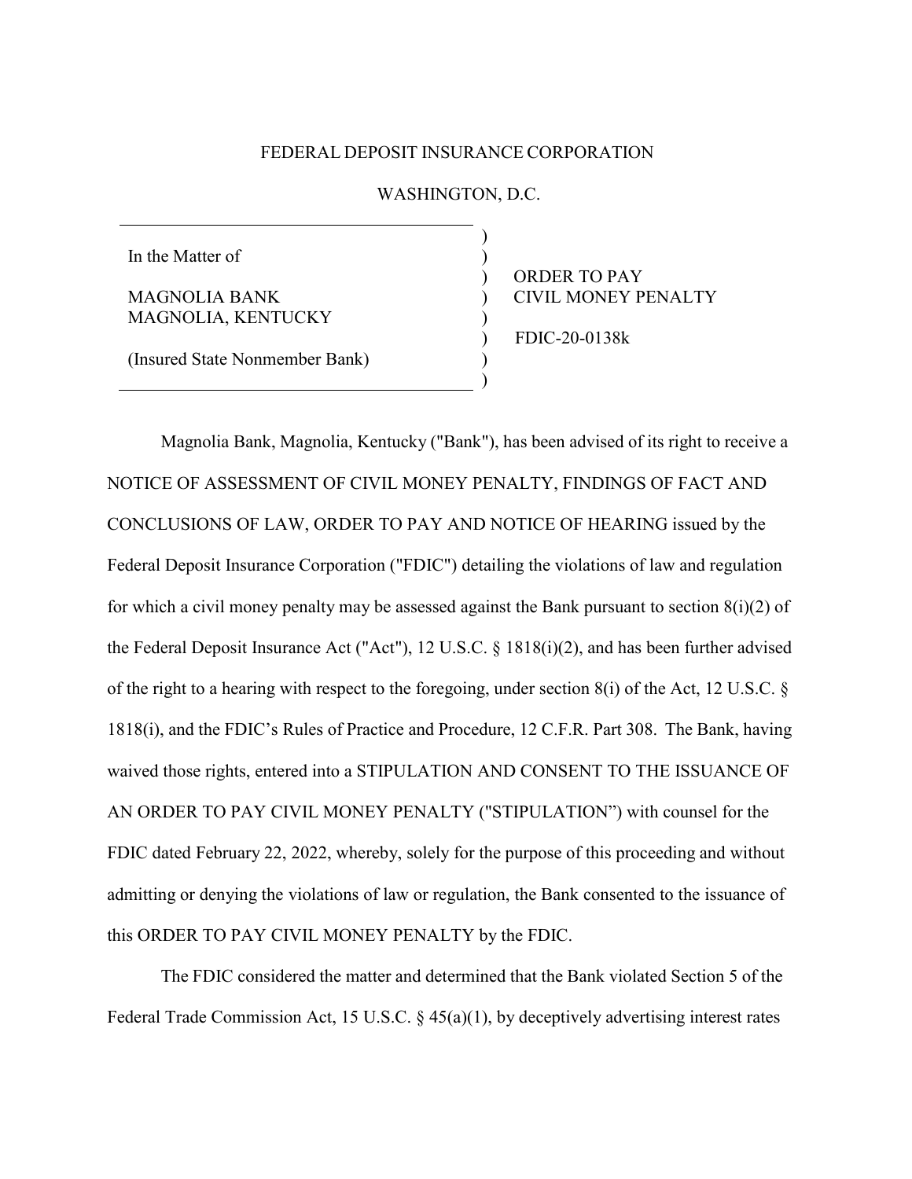FEDERAL DEPOSIT INSURANCE CORPORATION

WASHINGTON, D.C.

| | |
|---|---|
| In the Matter of<br><br>MAGNOLIA BANK<br>MAGNOLIA, KENTUCKY<br><br>(Insured State Nonmember Bank) | ORDER TO PAY<br>CIVIL MONEY PENALTY<br><br>FDIC-20-0138k |

Magnolia Bank, Magnolia, Kentucky ("Bank"), has been advised of its right to receive a NOTICE OF ASSESSMENT OF CIVIL MONEY PENALTY, FINDINGS OF FACT AND CONCLUSIONS OF LAW, ORDER TO PAY AND NOTICE OF HEARING issued by the Federal Deposit Insurance Corporation ("FDIC") detailing the violations of law and regulation for which a civil money penalty may be assessed against the Bank pursuant to section 8(i)(2) of the Federal Deposit Insurance Act ("Act"), 12 U.S.C. § 1818(i)(2), and has been further advised of the right to a hearing with respect to the foregoing, under section 8(i) of the Act, 12 U.S.C. § 1818(i), and the FDIC's Rules of Practice and Procedure, 12 C.F.R. Part 308. The Bank, having waived those rights, entered into a STIPULATION AND CONSENT TO THE ISSUANCE OF AN ORDER TO PAY CIVIL MONEY PENALTY ("STIPULATION") with counsel for the FDIC dated February 22, 2022, whereby, solely for the purpose of this proceeding and without admitting or denying the violations of law or regulation, the Bank consented to the issuance of this ORDER TO PAY CIVIL MONEY PENALTY by the FDIC.

The FDIC considered the matter and determined that the Bank violated Section 5 of the Federal Trade Commission Act, 15 U.S.C. § 45(a)(1), by deceptively advertising interest rates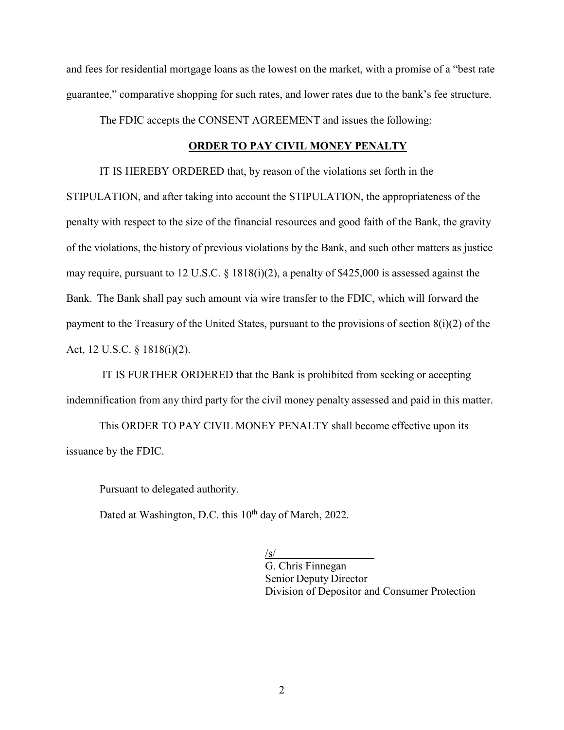and fees for residential mortgage loans as the lowest on the market, with a promise of a "best rate guarantee," comparative shopping for such rates, and lower rates due to the bank's fee structure.

The FDIC accepts the CONSENT AGREEMENT and issues the following:

**ORDER TO PAY CIVIL MONEY PENALTY**

IT IS HEREBY ORDERED that, by reason of the violations set forth in the STIPULATION, and after taking into account the STIPULATION, the appropriateness of the penalty with respect to the size of the financial resources and good faith of the Bank, the gravity of the violations, the history of previous violations by the Bank, and such other matters as justice may require, pursuant to 12 U.S.C. § 1818(i)(2), a penalty of $425,000 is assessed against the Bank. The Bank shall pay such amount via wire transfer to the FDIC, which will forward the payment to the Treasury of the United States, pursuant to the provisions of section 8(i)(2) of the Act, 12 U.S.C. § 1818(i)(2).

IT IS FURTHER ORDERED that the Bank is prohibited from seeking or accepting indemnification from any third party for the civil money penalty assessed and paid in this matter.

This ORDER TO PAY CIVIL MONEY PENALTY shall become effective upon its issuance by the FDIC.

Pursuant to delegated authority.

Dated at Washington, D.C. this 10th day of March, 2022.

/s/
G. Chris Finnegan
Senior Deputy Director
Division of Depositor and Consumer Protection